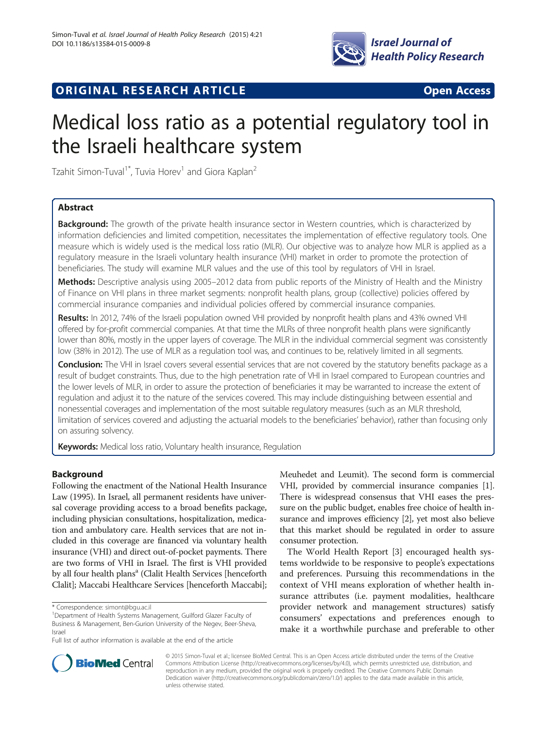ORIGINAL RESEARCH ARTICLE

Open Access

# Medical loss ratio as a potential regulatory tool in the Israeli healthcare system

Tzahit Simon-Tuval[1*], Tuvia Horev[1] and Giora Kaplan[2]

## Abstract

**Background:** The growth of the private health insurance sector in Western countries, which is characterized by information deficiencies and limited competition, necessitates the implementation of effective regulatory tools. One measure which is widely used is the medical loss ratio (MLR). Our objective was to analyze how MLR is applied as a regulatory measure in the Israeli voluntary health insurance (VHI) market in order to promote the protection of beneficiaries. The study will examine MLR values and the use of this tool by regulators of VHI in Israel.

**Methods:** Descriptive analysis using 2005–2012 data from public reports of the Ministry of Health and the Ministry of Finance on VHI plans in three market segments: nonprofit health plans, group (collective) policies offered by commercial insurance companies and individual policies offered by commercial insurance companies.

**Results:** In 2012, 74% of the Israeli population owned VHI provided by nonprofit health plans and 43% owned VHI offered by for-profit commercial companies. At that time the MLRs of three nonprofit health plans were significantly lower than 80%, mostly in the upper layers of coverage. The MLR in the individual commercial segment was consistently low (38% in 2012). The use of MLR as a regulation tool was, and continues to be, relatively limited in all segments.

**Conclusion:** The VHI in Israel covers several essential services that are not covered by the statutory benefits package as a result of budget constraints. Thus, due to the high penetration rate of VHI in Israel compared to European countries and the lower levels of MLR, in order to assure the protection of beneficiaries it may be warranted to increase the extent of regulation and adjust it to the nature of the services covered. This may include distinguishing between essential and nonessential coverages and implementation of the most suitable regulatory measures (such as an MLR threshold, limitation of services covered and adjusting the actuarial models to the beneficiaries' behavior), rather than focusing only on assuring solvency.

**Keywords:** Medical loss ratio, Voluntary health insurance, Regulation

## Background

Following the enactment of the National Health Insurance Law (1995). In Israel, all permanent residents have universal coverage providing access to a broad benefits package, including physician consultations, hospitalization, medication and ambulatory care. Health services that are not included in this coverage are financed via voluntary health insurance (VHI) and direct out-of-pocket payments. There are two forms of VHI in Israel. The first is VHI provided by all four health plans[a] (Clalit Health Services [henceforth Clalit]; Maccabi Healthcare Services [henceforth Maccabi]; Meuhedet and Leumit). The second form is commercial VHI, provided by commercial insurance companies [1]. There is widespread consensus that VHI eases the pressure on the public budget, enables free choice of health insurance and improves efficiency [2], yet most also believe that this market should be regulated in order to assure consumer protection.

The World Health Report [3] encouraged health systems worldwide to be responsive to people's expectations and preferences. Pursuing this recommendations in the context of VHI means exploration of whether health insurance attributes (i.e. payment modalities, healthcare provider network and management structures) satisfy consumers' expectations and preferences enough to make it a worthwhile purchase and preferable to other

* Correspondence: simont@bgu.ac.il
[1]Department of Health Systems Management, Guilford Glazer Faculty of Business & Management, Ben-Gurion University of the Negev, Beer-Sheva, Israel

Full list of author information is available at the end of the article

© 2015 Simon-Tuval et al.; licensee BioMed Central. This is an Open Access article distributed under the terms of the Creative Commons Attribution License (http://creativecommons.org/licenses/by/4.0), which permits unrestricted use, distribution, and reproduction in any medium, provided the original work is properly credited. The Creative Commons Public Domain Dedication waiver (http://creativecommons.org/publicdomain/zero/1.0/) applies to the data made available in this article, unless otherwise stated.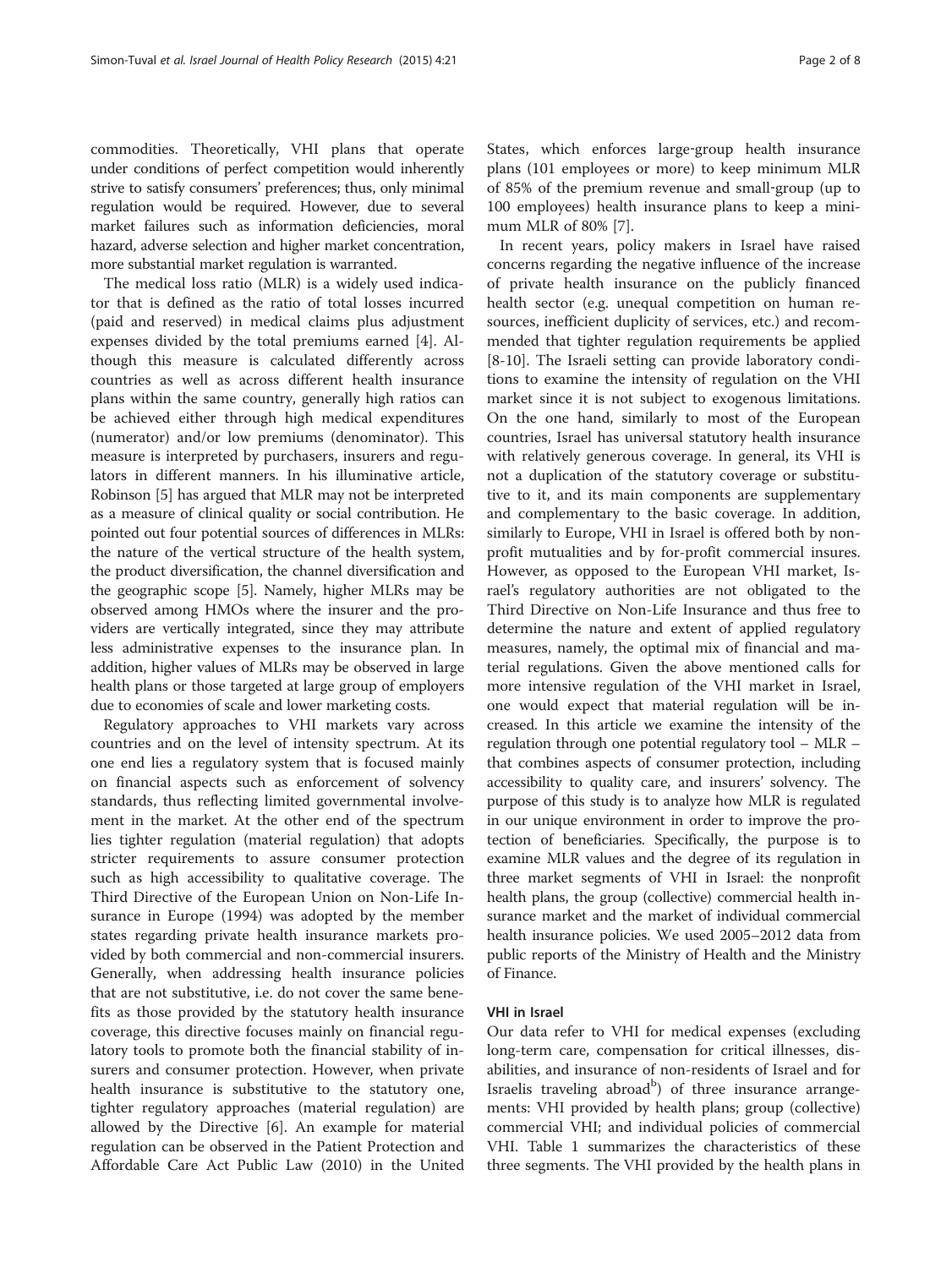commodities. Theoretically, VHI plans that operate under conditions of perfect competition would inherently strive to satisfy consumers' preferences; thus, only minimal regulation would be required. However, due to several market failures such as information deficiencies, moral hazard, adverse selection and higher market concentration, more substantial market regulation is warranted.

The medical loss ratio (MLR) is a widely used indicator that is defined as the ratio of total losses incurred (paid and reserved) in medical claims plus adjustment expenses divided by the total premiums earned [4]. Although this measure is calculated differently across countries as well as across different health insurance plans within the same country, generally high ratios can be achieved either through high medical expenditures (numerator) and/or low premiums (denominator). This measure is interpreted by purchasers, insurers and regulators in different manners. In his illuminative article, Robinson [5] has argued that MLR may not be interpreted as a measure of clinical quality or social contribution. He pointed out four potential sources of differences in MLRs: the nature of the vertical structure of the health system, the product diversification, the channel diversification and the geographic scope [5]. Namely, higher MLRs may be observed among HMOs where the insurer and the providers are vertically integrated, since they may attribute less administrative expenses to the insurance plan. In addition, higher values of MLRs may be observed in large health plans or those targeted at large group of employers due to economies of scale and lower marketing costs.

Regulatory approaches to VHI markets vary across countries and on the level of intensity spectrum. At its one end lies a regulatory system that is focused mainly on financial aspects such as enforcement of solvency standards, thus reflecting limited governmental involvement in the market. At the other end of the spectrum lies tighter regulation (material regulation) that adopts stricter requirements to assure consumer protection such as high accessibility to qualitative coverage. The Third Directive of the European Union on Non-Life Insurance in Europe (1994) was adopted by the member states regarding private health insurance markets provided by both commercial and non-commercial insurers. Generally, when addressing health insurance policies that are not substitutive, i.e. do not cover the same benefits as those provided by the statutory health insurance coverage, this directive focuses mainly on financial regulatory tools to promote both the financial stability of insurers and consumer protection. However, when private health insurance is substitutive to the statutory one, tighter regulatory approaches (material regulation) are allowed by the Directive [6]. An example for material regulation can be observed in the Patient Protection and Affordable Care Act Public Law (2010) in the United States, which enforces large-group health insurance plans (101 employees or more) to keep minimum MLR of 85% of the premium revenue and small-group (up to 100 employees) health insurance plans to keep a minimum MLR of 80% [7].

In recent years, policy makers in Israel have raised concerns regarding the negative influence of the increase of private health insurance on the publicly financed health sector (e.g. unequal competition on human resources, inefficient duplicity of services, etc.) and recommended that tighter regulation requirements be applied [8-10]. The Israeli setting can provide laboratory conditions to examine the intensity of regulation on the VHI market since it is not subject to exogenous limitations. On the one hand, similarly to most of the European countries, Israel has universal statutory health insurance with relatively generous coverage. In general, its VHI is not a duplication of the statutory coverage or substitutive to it, and its main components are supplementary and complementary to the basic coverage. In addition, similarly to Europe, VHI in Israel is offered both by nonprofit mutualities and by for-profit commercial insures. However, as opposed to the European VHI market, Israel's regulatory authorities are not obligated to the Third Directive on Non-Life Insurance and thus free to determine the nature and extent of applied regulatory measures, namely, the optimal mix of financial and material regulations. Given the above mentioned calls for more intensive regulation of the VHI market in Israel, one would expect that material regulation will be increased. In this article we examine the intensity of the regulation through one potential regulatory tool – MLR – that combines aspects of consumer protection, including accessibility to quality care, and insurers' solvency. The purpose of this study is to analyze how MLR is regulated in our unique environment in order to improve the protection of beneficiaries. Specifically, the purpose is to examine MLR values and the degree of its regulation in three market segments of VHI in Israel: the nonprofit health plans, the group (collective) commercial health insurance market and the market of individual commercial health insurance policies. We used 2005–2012 data from public reports of the Ministry of Health and the Ministry of Finance.

## VHI in Israel

Our data refer to VHI for medical expenses (excluding long-term care, compensation for critical illnesses, disabilities, and insurance of non-residents of Israel and for Israelis traveling abroad[b]) of three insurance arrangements: VHI provided by health plans; group (collective) commercial VHI; and individual policies of commercial VHI. Table 1 summarizes the characteristics of these three segments. The VHI provided by the health plans in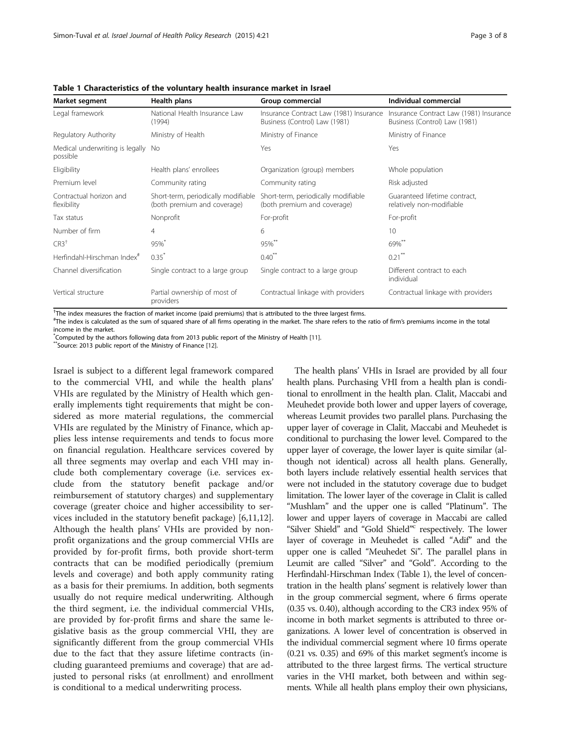**Table 1 Characteristics of the voluntary health insurance market in Israel**

| Market segment | Health plans | Group commercial | Individual commercial |
|---|---|---|---|
| Legal framework | National Health Insurance Law (1994) | Insurance Contract Law (1981) Insurance Business (Control) Law (1981) | Insurance Contract Law (1981) Insurance Business (Control) Law (1981) |
| Regulatory Authority | Ministry of Health | Ministry of Finance | Ministry of Finance |
| Medical underwriting is legally possible | No | Yes | Yes |
| Eligibility | Health plans' enrollees | Organization (group) members | Whole population |
| Premium level | Community rating | Community rating | Risk adjusted |
| Contractual horizon and flexibility | Short-term, periodically modifiable (both premium and coverage) | Short-term, periodically modifiable (both premium and coverage) | Guaranteed lifetime contract, relatively non-modifiable |
| Tax status | Nonprofit | For-profit | For-profit |
| Number of firm | 4 | 6 | 10 |
| CR3[†] | 95%[*] | 95%[**] | 69%[**] |
| Herfindahl-Hirschman Index[#] | 0.35[*] | 0.40[**] | 0.21[**] |
| Channel diversification | Single contract to a large group | Single contract to a large group | Different contract to each individual |
| Vertical structure | Partial ownership of most of providers | Contractual linkage with providers | Contractual linkage with providers |

[†]The index measures the fraction of market income (paid premiums) that is attributed to the three largest firms.
[#]The index is calculated as the sum of squared share of all firms operating in the market. The share refers to the ratio of firm's premiums income in the total income in the market.
[*]Computed by the authors following data from 2013 public report of the Ministry of Health [11].
[**]Source: 2013 public report of the Ministry of Finance [12].

Israel is subject to a different legal framework compared to the commercial VHI, and while the health plans' VHIs are regulated by the Ministry of Health which generally implements tight requirements that might be considered as more material regulations, the commercial VHIs are regulated by the Ministry of Finance, which applies less intense requirements and tends to focus more on financial regulation. Healthcare services covered by all three segments may overlap and each VHI may include both complementary coverage (i.e. services exclude from the statutory benefit package and/or reimbursement of statutory charges) and supplementary coverage (greater choice and higher accessibility to services included in the statutory benefit package) [6,11,12]. Although the health plans' VHIs are provided by nonprofit organizations and the group commercial VHIs are provided by for-profit firms, both provide short-term contracts that can be modified periodically (premium levels and coverage) and both apply community rating as a basis for their premiums. In addition, both segments usually do not require medical underwriting. Although the third segment, i.e. the individual commercial VHIs, are provided by for-profit firms and share the same legislative basis as the group commercial VHI, they are significantly different from the group commercial VHIs due to the fact that they assure lifetime contracts (including guaranteed premiums and coverage) that are adjusted to personal risks (at enrollment) and enrollment is conditional to a medical underwriting process.

The health plans' VHIs in Israel are provided by all four health plans. Purchasing VHI from a health plan is conditional to enrollment in the health plan. Clalit, Maccabi and Meuhedet provide both lower and upper layers of coverage, whereas Leumit provides two parallel plans. Purchasing the upper layer of coverage in Clalit, Maccabi and Meuhedet is conditional to purchasing the lower level. Compared to the upper layer of coverage, the lower layer is quite similar (although not identical) across all health plans. Generally, both layers include relatively essential health services that were not included in the statutory coverage due to budget limitation. The lower layer of the coverage in Clalit is called "Mushlam" and the upper one is called "Platinum". The lower and upper layers of coverage in Maccabi are called "Silver Shield" and "Gold Shield"[c] respectively. The lower layer of coverage in Meuhedet is called "Adif" and the upper one is called "Meuhedet Si". The parallel plans in Leumit are called "Silver" and "Gold". According to the Herfindahl-Hirschman Index (Table 1), the level of concentration in the health plans' segment is relatively lower than in the group commercial segment, where 6 firms operate (0.35 vs. 0.40), although according to the CR3 index 95% of income in both market segments is attributed to three organizations. A lower level of concentration is observed in the individual commercial segment where 10 firms operate (0.21 vs. 0.35) and 69% of this market segment's income is attributed to the three largest firms. The vertical structure varies in the VHI market, both between and within segments. While all health plans employ their own physicians,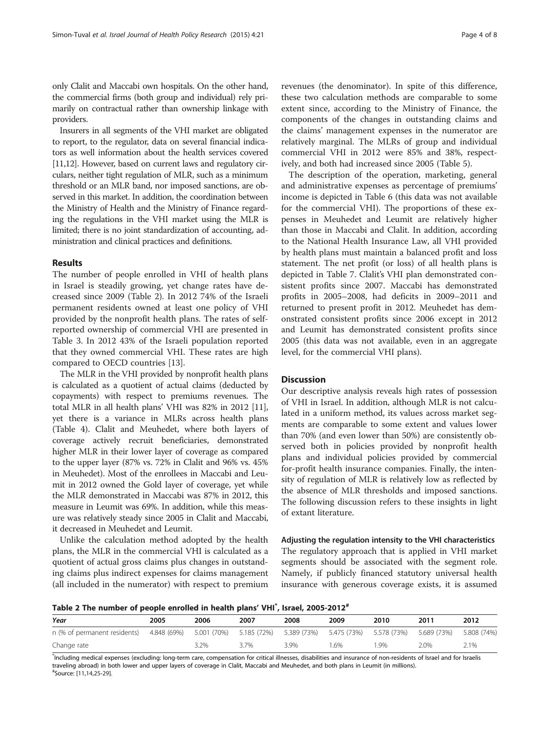only Clalit and Maccabi own hospitals. On the other hand, the commercial firms (both group and individual) rely primarily on contractual rather than ownership linkage with providers.

Insurers in all segments of the VHI market are obligated to report, to the regulator, data on several financial indicators as well information about the health services covered [11,12]. However, based on current laws and regulatory circulars, neither tight regulation of MLR, such as a minimum threshold or an MLR band, nor imposed sanctions, are observed in this market. In addition, the coordination between the Ministry of Health and the Ministry of Finance regarding the regulations in the VHI market using the MLR is limited; there is no joint standardization of accounting, administration and clinical practices and definitions.

## Results

The number of people enrolled in VHI of health plans in Israel is steadily growing, yet change rates have decreased since 2009 (Table 2). In 2012 74% of the Israeli permanent residents owned at least one policy of VHI provided by the nonprofit health plans. The rates of self-reported ownership of commercial VHI are presented in Table 3. In 2012 43% of the Israeli population reported that they owned commercial VHI. These rates are high compared to OECD countries [13].

The MLR in the VHI provided by nonprofit health plans is calculated as a quotient of actual claims (deducted by copayments) with respect to premiums revenues. The total MLR in all health plans' VHI was 82% in 2012 [11], yet there is a variance in MLRs across health plans (Table 4). Clalit and Meuhedet, where both layers of coverage actively recruit beneficiaries, demonstrated higher MLR in their lower layer of coverage as compared to the upper layer (87% vs. 72% in Clalit and 96% vs. 45% in Meuhedet). Most of the enrollees in Maccabi and Leumit in 2012 owned the Gold layer of coverage, yet while the MLR demonstrated in Maccabi was 87% in 2012, this measure in Leumit was 69%. In addition, while this measure was relatively steady since 2005 in Clalit and Maccabi, it decreased in Meuhedet and Leumit.

Unlike the calculation method adopted by the health plans, the MLR in the commercial VHI is calculated as a quotient of actual gross claims plus changes in outstanding claims plus indirect expenses for claims management (all included in the numerator) with respect to premium revenues (the denominator). In spite of this difference, these two calculation methods are comparable to some extent since, according to the Ministry of Finance, the components of the changes in outstanding claims and the claims' management expenses in the numerator are relatively marginal. The MLRs of group and individual commercial VHI in 2012 were 85% and 38%, respectively, and both had increased since 2005 (Table 5).

The description of the operation, marketing, general and administrative expenses as percentage of premiums' income is depicted in Table 6 (this data was not available for the commercial VHI). The proportions of these expenses in Meuhedet and Leumit are relatively higher than those in Maccabi and Clalit. In addition, according to the National Health Insurance Law, all VHI provided by health plans must maintain a balanced profit and loss statement. The net profit (or loss) of all health plans is depicted in Table 7. Clalit's VHI plan demonstrated consistent profits since 2007. Maccabi has demonstrated profits in 2005–2008, had deficits in 2009–2011 and returned to present profit in 2012. Meuhedet has demonstrated consistent profits since 2006 except in 2012 and Leumit has demonstrated consistent profits since 2005 (this data was not available, even in an aggregate level, for the commercial VHI plans).

## Discussion

Our descriptive analysis reveals high rates of possession of VHI in Israel. In addition, although MLR is not calculated in a uniform method, its values across market segments are comparable to some extent and values lower than 70% (and even lower than 50%) are consistently observed both in policies provided by nonprofit health plans and individual policies provided by commercial for-profit health insurance companies. Finally, the intensity of regulation of MLR is relatively low as reflected by the absence of MLR thresholds and imposed sanctions. The following discussion refers to these insights in light of extant literature.

### Adjusting the regulation intensity to the VHI characteristics

The regulatory approach that is applied in VHI market segments should be associated with the segment role. Namely, if publicly financed statutory universal health insurance with generous coverage exists, it is assumed

**Table 2 The number of people enrolled in health plans' VHI*, Israel, 2005-2012#**

| *Year* | 2005 | 2006 | 2007 | 2008 | 2009 | 2010 | 2011 | 2012 |
|---|---|---|---|---|---|---|---|---|
| n (% of permanent residents) | 4.848 (69%) | 5.001 (70%) | 5.185 (72%) | 5.389 (73%) | 5.475 (73%) | 5.578 (73%) | 5.689 (73%) | 5.808 (74%) |
| Change rate | | 3.2% | 3.7% | 3.9% | 1.6% | 1.9% | 2.0% | 2.1% |

*Including medical expenses (excluding: long-term care, compensation for critical illnesses, disabilities and insurance of non-residents of Israel and for Israelis traveling abroad) in both lower and upper layers of coverage in Clalit, Maccabi and Meuhedet, and both plans in Leumit (in millions).
#Source: [11,14,25-29].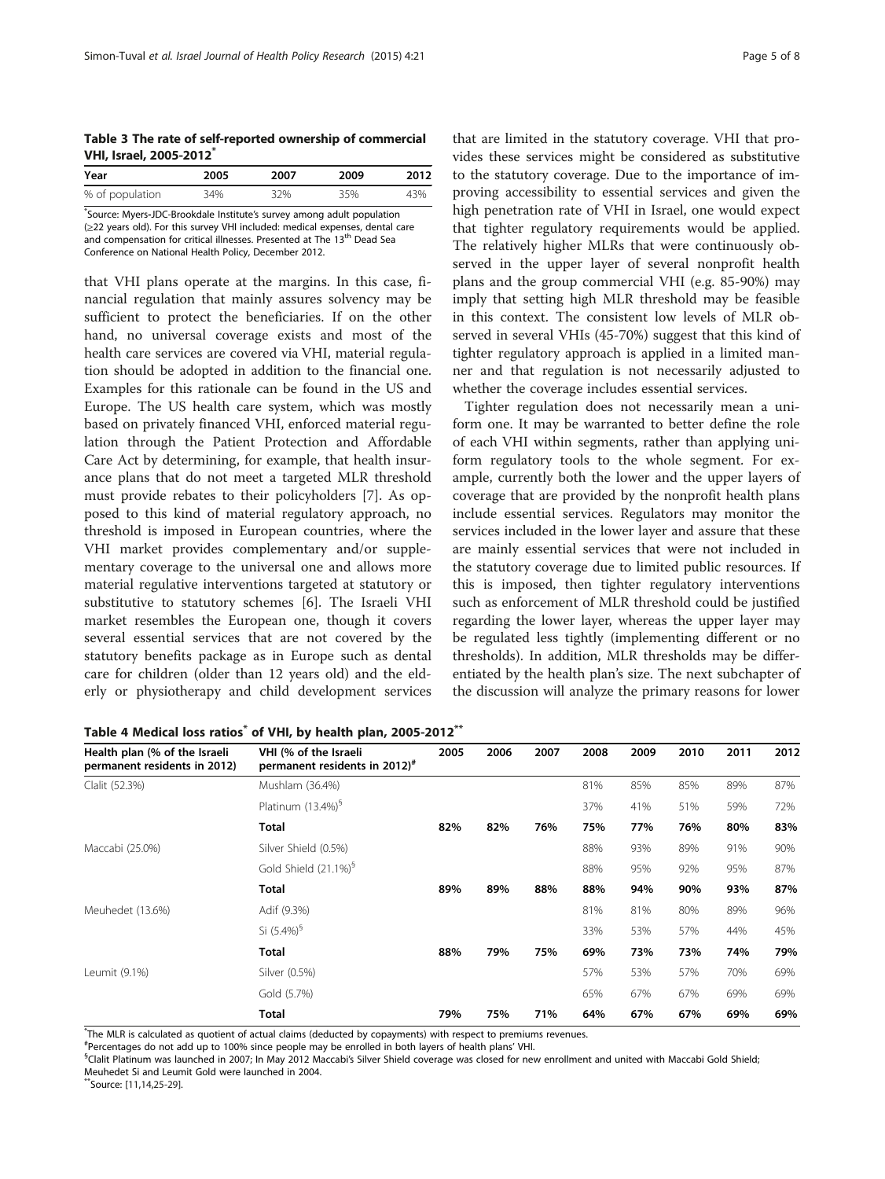**Table 3 The rate of self-reported ownership of commercial VHI, Israel, 2005-2012**[*]

| Year | 2005 | 2007 | 2009 | 2012 |
|---|---|---|---|---|
| % of population | 34% | 32% | 35% | 43% |

[*]Source: Myers-JDC-Brookdale Institute's survey among adult population (≥22 years old). For this survey VHI included: medical expenses, dental care and compensation for critical illnesses. Presented at The 13th Dead Sea Conference on National Health Policy, December 2012.

that VHI plans operate at the margins. In this case, financial regulation that mainly assures solvency may be sufficient to protect the beneficiaries. If on the other hand, no universal coverage exists and most of the health care services are covered via VHI, material regulation should be adopted in addition to the financial one. Examples for this rationale can be found in the US and Europe. The US health care system, which was mostly based on privately financed VHI, enforced material regulation through the Patient Protection and Affordable Care Act by determining, for example, that health insurance plans that do not meet a targeted MLR threshold must provide rebates to their policyholders [7]. As opposed to this kind of material regulatory approach, no threshold is imposed in European countries, where the VHI market provides complementary and/or supplementary coverage to the universal one and allows more material regulative interventions targeted at statutory or substitutive to statutory schemes [6]. The Israeli VHI market resembles the European one, though it covers several essential services that are not covered by the statutory benefits package as in Europe such as dental care for children (older than 12 years old) and the elderly or physiotherapy and child development services that are limited in the statutory coverage. VHI that provides these services might be considered as substitutive to the statutory coverage. Due to the importance of improving accessibility to essential services and given the high penetration rate of VHI in Israel, one would expect that tighter regulatory requirements would be applied. The relatively higher MLRs that were continuously observed in the upper layer of several nonprofit health plans and the group commercial VHI (e.g. 85-90%) may imply that setting high MLR threshold may be feasible in this context. The consistent low levels of MLR observed in several VHIs (45-70%) suggest that this kind of tighter regulatory approach is applied in a limited manner and that regulation is not necessarily adjusted to whether the coverage includes essential services.

Tighter regulation does not necessarily mean a uniform one. It may be warranted to better define the role of each VHI within segments, rather than applying uniform regulatory tools to the whole segment. For example, currently both the lower and the upper layers of coverage that are provided by the nonprofit health plans include essential services. Regulators may monitor the services included in the lower layer and assure that these are mainly essential services that were not included in the statutory coverage due to limited public resources. If this is imposed, then tighter regulatory interventions such as enforcement of MLR threshold could be justified regarding the lower layer, whereas the upper layer may be regulated less tightly (implementing different or no thresholds). In addition, MLR thresholds may be differentiated by the health plan's size. The next subchapter of the discussion will analyze the primary reasons for lower

**Table 4 Medical loss ratios**[*] **of VHI, by health plan, 2005-2012**[**]

| Health plan (% of the Israeli permanent residents in 2012) | VHI (% of the Israeli permanent residents in 2012)[#] | 2005 | 2006 | 2007 | 2008 | 2009 | 2010 | 2011 | 2012 |
|---|---|---|---|---|---|---|---|---|---|
| Clalit (52.3%) | Mushlam (36.4%) | | | | 81% | 85% | 85% | 89% | 87% |
| | Platinum (13.4%)[§] | | | | 37% | 41% | 51% | 59% | 72% |
| | **Total** | **82%** | **82%** | **76%** | **75%** | **77%** | **76%** | **80%** | **83%** |
| Maccabi (25.0%) | Silver Shield (0.5%) | | | | 88% | 93% | 89% | 91% | 90% |
| | Gold Shield (21.1%)[§] | | | | 88% | 95% | 92% | 95% | 87% |
| | **Total** | **89%** | **89%** | **88%** | **88%** | **94%** | **90%** | **93%** | **87%** |
| Meuhedet (13.6%) | Adif (9.3%) | | | | 81% | 81% | 80% | 89% | 96% |
| | Si (5.4%)[§] | | | | 33% | 53% | 57% | 44% | 45% |
| | **Total** | **88%** | **79%** | **75%** | **69%** | **73%** | **73%** | **74%** | **79%** |
| Leumit (9.1%) | Silver (0.5%) | | | | 57% | 53% | 57% | 70% | 69% |
| | Gold (5.7%) | | | | 65% | 67% | 67% | 69% | 69% |
| | **Total** | **79%** | **75%** | **71%** | **64%** | **67%** | **67%** | **69%** | **69%** |

[*]The MLR is calculated as quotient of actual claims (deducted by copayments) with respect to premiums revenues.
[#]Percentages do not add up to 100% since people may be enrolled in both layers of health plans' VHI.
[§]Clalit Platinum was launched in 2007; In May 2012 Maccabi's Silver Shield coverage was closed for new enrollment and united with Maccabi Gold Shield; Meuhedet Si and Leumit Gold were launched in 2004.
[**]Source: [11,14,25-29].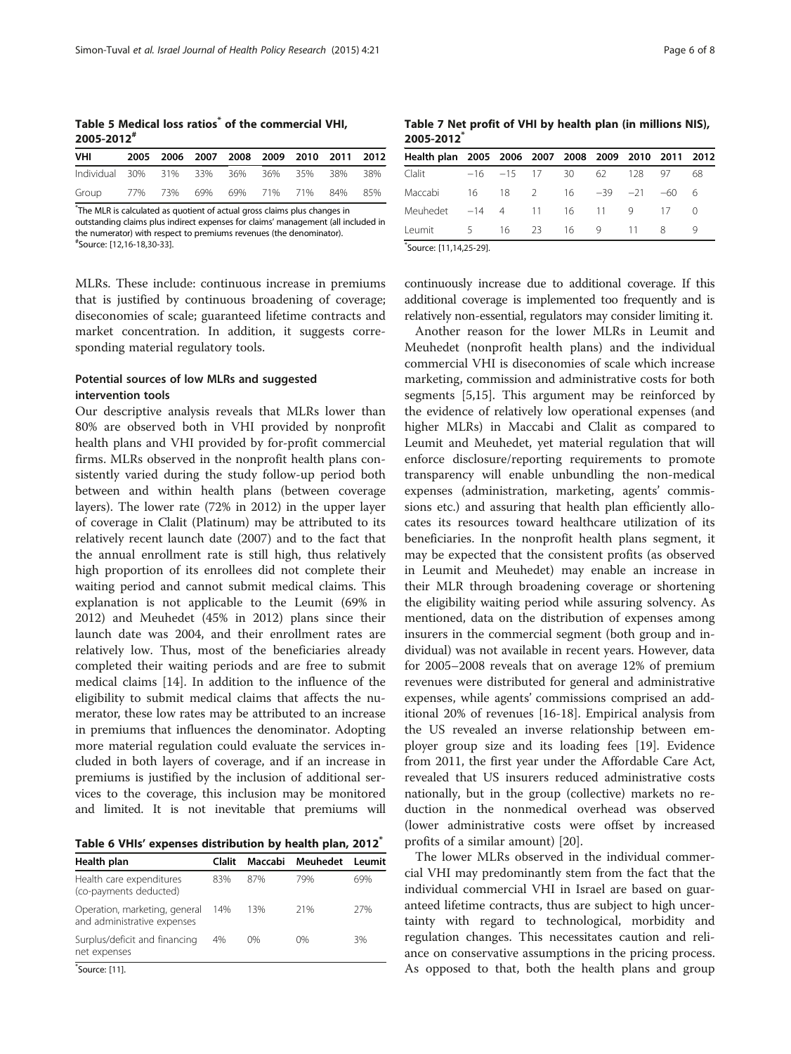**Table 5 Medical loss ratios* of the commercial VHI, 2005-2012#**

| VHI | 2005 | 2006 | 2007 | 2008 | 2009 | 2010 | 2011 | 2012 |
|---|---|---|---|---|---|---|---|---|
| Individual | 30% | 31% | 33% | 36% | 36% | 35% | 38% | 38% |
| Group | 77% | 73% | 69% | 69% | 71% | 71% | 84% | 85% |

*The MLR is calculated as quotient of actual gross claims plus changes in outstanding claims plus indirect expenses for claims' management (all included in the numerator) with respect to premiums revenues (the denominator).
#Source: [12,16-18,30-33].

MLRs. These include: continuous increase in premiums that is justified by continuous broadening of coverage; diseconomies of scale; guaranteed lifetime contracts and market concentration. In addition, it suggests corresponding material regulatory tools.

### Potential sources of low MLRs and suggested intervention tools

Our descriptive analysis reveals that MLRs lower than 80% are observed both in VHI provided by nonprofit health plans and VHI provided by for-profit commercial firms. MLRs observed in the nonprofit health plans consistently varied during the study follow-up period both between and within health plans (between coverage layers). The lower rate (72% in 2012) in the upper layer of coverage in Clalit (Platinum) may be attributed to its relatively recent launch date (2007) and to the fact that the annual enrollment rate is still high, thus relatively high proportion of its enrollees did not complete their waiting period and cannot submit medical claims. This explanation is not applicable to the Leumit (69% in 2012) and Meuhedet (45% in 2012) plans since their launch date was 2004, and their enrollment rates are relatively low. Thus, most of the beneficiaries already completed their waiting periods and are free to submit medical claims [14]. In addition to the influence of the eligibility to submit medical claims that affects the numerator, these low rates may be attributed to an increase in premiums that influences the denominator. Adopting more material regulation could evaluate the services included in both layers of coverage, and if an increase in premiums is justified by the inclusion of additional services to the coverage, this inclusion may be monitored and limited. It is not inevitable that premiums will

**Table 6 VHIs' expenses distribution by health plan, 2012***

| Health plan | Clalit | Maccabi | Meuhedet | Leumit |
|---|---|---|---|---|
| Health care expenditures (co-payments deducted) | 83% | 87% | 79% | 69% |
| Operation, marketing, general and administrative expenses | 14% | 13% | 21% | 27% |
| Surplus/deficit and financing net expenses | 4% | 0% | 0% | 3% |

*Source: [11].

**Table 7 Net profit of VHI by health plan (in millions NIS), 2005-2012***

| Health plan | 2005 | 2006 | 2007 | 2008 | 2009 | 2010 | 2011 | 2012 |
|---|---|---|---|---|---|---|---|---|
| Clalit | −16 | −15 | 17 | 30 | 62 | 128 | 97 | 68 |
| Maccabi | 16 | 18 | 2 | 16 | −39 | −21 | −60 | 6 |
| Meuhedet | −14 | 4 | 11 | 16 | 11 | 9 | 17 | 0 |
| Leumit | 5 | 16 | 23 | 16 | 9 | 11 | 8 | 9 |

*Source: [11,14,25-29].

continuously increase due to additional coverage. If this additional coverage is implemented too frequently and is relatively non-essential, regulators may consider limiting it.

Another reason for the lower MLRs in Leumit and Meuhedet (nonprofit health plans) and the individual commercial VHI is diseconomies of scale which increase marketing, commission and administrative costs for both segments [5,15]. This argument may be reinforced by the evidence of relatively low operational expenses (and higher MLRs) in Maccabi and Clalit as compared to Leumit and Meuhedet, yet material regulation that will enforce disclosure/reporting requirements to promote transparency will enable unbundling the non-medical expenses (administration, marketing, agents' commissions etc.) and assuring that health plan efficiently allocates its resources toward healthcare utilization of its beneficiaries. In the nonprofit health plans segment, it may be expected that the consistent profits (as observed in Leumit and Meuhedet) may enable an increase in their MLR through broadening coverage or shortening the eligibility waiting period while assuring solvency. As mentioned, data on the distribution of expenses among insurers in the commercial segment (both group and individual) was not available in recent years. However, data for 2005–2008 reveals that on average 12% of premium revenues were distributed for general and administrative expenses, while agents' commissions comprised an additional 20% of revenues [16-18]. Empirical analysis from the US revealed an inverse relationship between employer group size and its loading fees [19]. Evidence from 2011, the first year under the Affordable Care Act, revealed that US insurers reduced administrative costs nationally, but in the group (collective) markets no reduction in the nonmedical overhead was observed (lower administrative costs were offset by increased profits of a similar amount) [20].

The lower MLRs observed in the individual commercial VHI may predominantly stem from the fact that the individual commercial VHI in Israel are based on guaranteed lifetime contracts, thus are subject to high uncertainty with regard to technological, morbidity and regulation changes. This necessitates caution and reliance on conservative assumptions in the pricing process. As opposed to that, both the health plans and group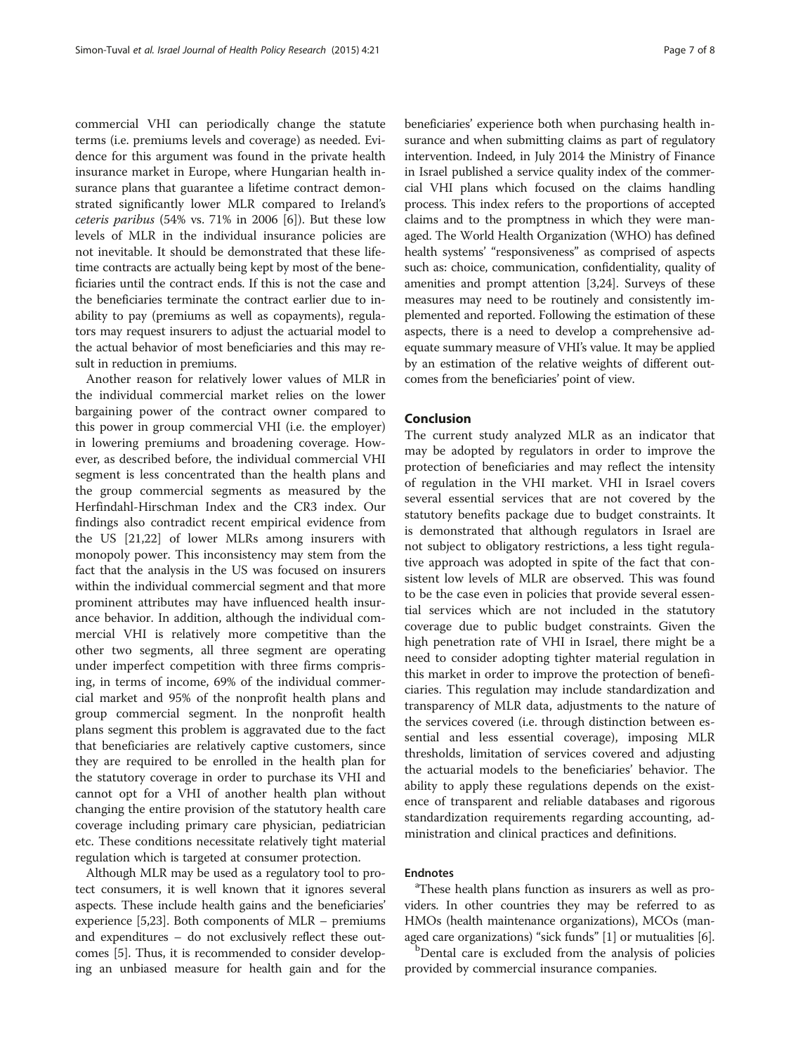commercial VHI can periodically change the statute terms (i.e. premiums levels and coverage) as needed. Evidence for this argument was found in the private health insurance market in Europe, where Hungarian health insurance plans that guarantee a lifetime contract demonstrated significantly lower MLR compared to Ireland's *ceteris paribus* (54% vs. 71% in 2006 [6]). But these low levels of MLR in the individual insurance policies are not inevitable. It should be demonstrated that these lifetime contracts are actually being kept by most of the beneficiaries until the contract ends. If this is not the case and the beneficiaries terminate the contract earlier due to inability to pay (premiums as well as copayments), regulators may request insurers to adjust the actuarial model to the actual behavior of most beneficiaries and this may result in reduction in premiums.

Another reason for relatively lower values of MLR in the individual commercial market relies on the lower bargaining power of the contract owner compared to this power in group commercial VHI (i.e. the employer) in lowering premiums and broadening coverage. However, as described before, the individual commercial VHI segment is less concentrated than the health plans and the group commercial segments as measured by the Herfindahl-Hirschman Index and the CR3 index. Our findings also contradict recent empirical evidence from the US [21,22] of lower MLRs among insurers with monopoly power. This inconsistency may stem from the fact that the analysis in the US was focused on insurers within the individual commercial segment and that more prominent attributes may have influenced health insurance behavior. In addition, although the individual commercial VHI is relatively more competitive than the other two segments, all three segment are operating under imperfect competition with three firms comprising, in terms of income, 69% of the individual commercial market and 95% of the nonprofit health plans and group commercial segment. In the nonprofit health plans segment this problem is aggravated due to the fact that beneficiaries are relatively captive customers, since they are required to be enrolled in the health plan for the statutory coverage in order to purchase its VHI and cannot opt for a VHI of another health plan without changing the entire provision of the statutory health care coverage including primary care physician, pediatrician etc. These conditions necessitate relatively tight material regulation which is targeted at consumer protection.

Although MLR may be used as a regulatory tool to protect consumers, it is well known that it ignores several aspects. These include health gains and the beneficiaries' experience [5,23]. Both components of MLR – premiums and expenditures – do not exclusively reflect these outcomes [5]. Thus, it is recommended to consider developing an unbiased measure for health gain and for the beneficiaries' experience both when purchasing health insurance and when submitting claims as part of regulatory intervention. Indeed, in July 2014 the Ministry of Finance in Israel published a service quality index of the commercial VHI plans which focused on the claims handling process. This index refers to the proportions of accepted claims and to the promptness in which they were managed. The World Health Organization (WHO) has defined health systems' "responsiveness" as comprised of aspects such as: choice, communication, confidentiality, quality of amenities and prompt attention [3,24]. Surveys of these measures may need to be routinely and consistently implemented and reported. Following the estimation of these aspects, there is a need to develop a comprehensive adequate summary measure of VHI's value. It may be applied by an estimation of the relative weights of different outcomes from the beneficiaries' point of view.

## Conclusion

The current study analyzed MLR as an indicator that may be adopted by regulators in order to improve the protection of beneficiaries and may reflect the intensity of regulation in the VHI market. VHI in Israel covers several essential services that are not covered by the statutory benefits package due to budget constraints. It is demonstrated that although regulators in Israel are not subject to obligatory restrictions, a less tight regulative approach was adopted in spite of the fact that consistent low levels of MLR are observed. This was found to be the case even in policies that provide several essential services which are not included in the statutory coverage due to public budget constraints. Given the high penetration rate of VHI in Israel, there might be a need to consider adopting tighter material regulation in this market in order to improve the protection of beneficiaries. This regulation may include standardization and transparency of MLR data, adjustments to the nature of the services covered (i.e. through distinction between essential and less essential coverage), imposing MLR thresholds, limitation of services covered and adjusting the actuarial models to the beneficiaries' behavior. The ability to apply these regulations depends on the existence of transparent and reliable databases and rigorous standardization requirements regarding accounting, administration and clinical practices and definitions.

### Endnotes

[a]These health plans function as insurers as well as providers. In other countries they may be referred to as HMOs (health maintenance organizations), MCOs (managed care organizations) "sick funds" [1] or mutualities [6].

[b]Dental care is excluded from the analysis of policies provided by commercial insurance companies.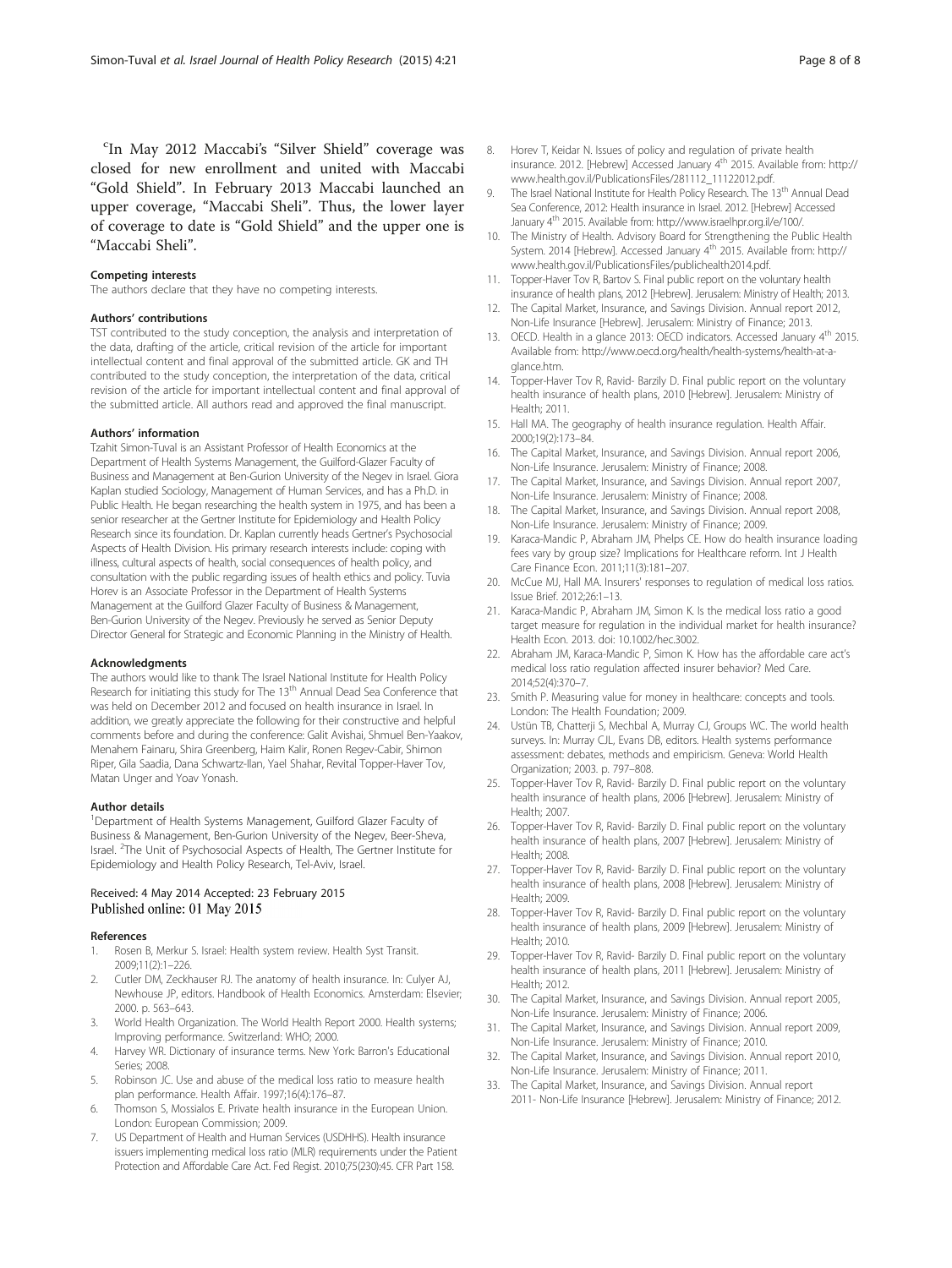[c]In May 2012 Maccabi's "Silver Shield" coverage was closed for new enrollment and united with Maccabi "Gold Shield". In February 2013 Maccabi launched an upper coverage, "Maccabi Sheli". Thus, the lower layer of coverage to date is "Gold Shield" and the upper one is "Maccabi Sheli".

#### Competing interests

The authors declare that they have no competing interests.

#### Authors' contributions

TST contributed to the study conception, the analysis and interpretation of the data, drafting of the article, critical revision of the article for important intellectual content and final approval of the submitted article. GK and TH contributed to the study conception, the interpretation of the data, critical revision of the article for important intellectual content and final approval of the submitted article. All authors read and approved the final manuscript.

#### Authors' information

Tzahit Simon-Tuval is an Assistant Professor of Health Economics at the Department of Health Systems Management, the Guilford-Glazer Faculty of Business and Management at Ben-Gurion University of the Negev in Israel. Giora Kaplan studied Sociology, Management of Human Services, and has a Ph.D. in Public Health. He began researching the health system in 1975, and has been a senior researcher at the Gertner Institute for Epidemiology and Health Policy Research since its foundation. Dr. Kaplan currently heads Gertner's Psychosocial Aspects of Health Division. His primary research interests include: coping with illness, cultural aspects of health, social consequences of health policy, and consultation with the public regarding issues of health ethics and policy. Tuvia Horev is an Associate Professor in the Department of Health Systems Management at the Guilford Glazer Faculty of Business & Management, Ben-Gurion University of the Negev. Previously he served as Senior Deputy Director General for Strategic and Economic Planning in the Ministry of Health.

#### Acknowledgments

The authors would like to thank The Israel National Institute for Health Policy Research for initiating this study for The 13th Annual Dead Sea Conference that was held on December 2012 and focused on health insurance in Israel. In addition, we greatly appreciate the following for their constructive and helpful comments before and during the conference: Galit Avishai, Shmuel Ben-Yaakov, Menahem Fainaru, Shira Greenberg, Haim Kalir, Ronen Regev-Cabir, Shimon Riper, Gila Saadia, Dana Schwartz-Ilan, Yael Shahar, Revital Topper-Haver Tov, Matan Unger and Yoav Yonash.

#### Author details

[1]Department of Health Systems Management, Guilford Glazer Faculty of Business & Management, Ben-Gurion University of the Negev, Beer-Sheva, Israel. [2]The Unit of Psychosocial Aspects of Health, The Gertner Institute for Epidemiology and Health Policy Research, Tel-Aviv, Israel.

Received: 4 May 2014 Accepted: 23 February 2015
Published online: 01 May 2015

#### References

1. Rosen B, Merkur S. Israel: Health system review. Health Syst Transit. 2009;11(2):1–226.
2. Cutler DM, Zeckhauser RJ. The anatomy of health insurance. In: Culyer AJ, Newhouse JP, editors. Handbook of Health Economics. Amsterdam: Elsevier; 2000. p. 563–643.
3. World Health Organization. The World Health Report 2000. Health systems; Improving performance. Switzerland: WHO; 2000.
4. Harvey WR. Dictionary of insurance terms. New York: Barron's Educational Series; 2008.
5. Robinson JC. Use and abuse of the medical loss ratio to measure health plan performance. Health Affair. 1997;16(4):176–87.
6. Thomson S, Mossialos E. Private health insurance in the European Union. London: European Commission; 2009.
7. US Department of Health and Human Services (USDHHS). Health insurance issuers implementing medical loss ratio (MLR) requirements under the Patient Protection and Affordable Care Act. Fed Regist. 2010;75(230):45. CFR Part 158.
8. Horev T, Keidar N. Issues of policy and regulation of private health insurance. 2012. [Hebrew] Accessed January 4th 2015. Available from: http://www.health.gov.il/PublicationsFiles/281112_11122012.pdf.
9. The Israel National Institute for Health Policy Research. The 13th Annual Dead Sea Conference, 2012: Health insurance in Israel. 2012. [Hebrew] Accessed January 4th 2015. Available from: http://www.israelhpr.org.il/e/100/.
10. The Ministry of Health. Advisory Board for Strengthening the Public Health System. 2014 [Hebrew]. Accessed January 4th 2015. Available from: http://www.health.gov.il/PublicationsFiles/publichealth2014.pdf.
11. Topper-Haver Tov R, Bartov S. Final public report on the voluntary health insurance of health plans, 2012 [Hebrew]. Jerusalem: Ministry of Health; 2013.
12. The Capital Market, Insurance, and Savings Division. Annual report 2012, Non-Life Insurance [Hebrew]. Jerusalem: Ministry of Finance; 2013.
13. OECD. Health in a glance 2013: OECD indicators. Accessed January 4th 2015. Available from: http://www.oecd.org/health/health-systems/health-at-a-glance.htm.
14. Topper-Haver Tov R, Ravid- Barzily D. Final public report on the voluntary health insurance of health plans, 2010 [Hebrew]. Jerusalem: Ministry of Health; 2011.
15. Hall MA. The geography of health insurance regulation. Health Affair. 2000;19(2):173–84.
16. The Capital Market, Insurance, and Savings Division. Annual report 2006, Non-Life Insurance. Jerusalem: Ministry of Finance; 2008.
17. The Capital Market, Insurance, and Savings Division. Annual report 2007, Non-Life Insurance. Jerusalem: Ministry of Finance; 2008.
18. The Capital Market, Insurance, and Savings Division. Annual report 2008, Non-Life Insurance. Jerusalem: Ministry of Finance; 2009.
19. Karaca-Mandic P, Abraham JM, Phelps CE. How do health insurance loading fees vary by group size? Implications for Healthcare reform. Int J Health Care Finance Econ. 2011;11(3):181–207.
20. McCue MJ, Hall MA. Insurers' responses to regulation of medical loss ratios. Issue Brief. 2012;26:1–13.
21. Karaca-Mandic P, Abraham JM, Simon K. Is the medical loss ratio a good target measure for regulation in the individual market for health insurance? Health Econ. 2013. doi: 10.1002/hec.3002.
22. Abraham JM, Karaca-Mandic P, Simon K. How has the affordable care act's medical loss ratio regulation affected insurer behavior? Med Care. 2014;52(4):370–7.
23. Smith P. Measuring value for money in healthcare: concepts and tools. London: The Health Foundation; 2009.
24. Ustün TB, Chatterji S, Mechbal A, Murray CJ, Groups WC. The world health surveys. In: Murray CJL, Evans DB, editors. Health systems performance assessment: debates, methods and empiricism. Geneva: World Health Organization; 2003. p. 797–808.
25. Topper-Haver Tov R, Ravid- Barzily D. Final public report on the voluntary health insurance of health plans, 2006 [Hebrew]. Jerusalem: Ministry of Health; 2007.
26. Topper-Haver Tov R, Ravid- Barzily D. Final public report on the voluntary health insurance of health plans, 2007 [Hebrew]. Jerusalem: Ministry of Health; 2008.
27. Topper-Haver Tov R, Ravid- Barzily D. Final public report on the voluntary health insurance of health plans, 2008 [Hebrew]. Jerusalem: Ministry of Health; 2009.
28. Topper-Haver Tov R, Ravid- Barzily D. Final public report on the voluntary health insurance of health plans, 2009 [Hebrew]. Jerusalem: Ministry of Health; 2010.
29. Topper-Haver Tov R, Ravid- Barzily D. Final public report on the voluntary health insurance of health plans, 2011 [Hebrew]. Jerusalem: Ministry of Health; 2012.
30. The Capital Market, Insurance, and Savings Division. Annual report 2005, Non-Life Insurance. Jerusalem: Ministry of Finance; 2006.
31. The Capital Market, Insurance, and Savings Division. Annual report 2009, Non-Life Insurance. Jerusalem: Ministry of Finance; 2010.
32. The Capital Market, Insurance, and Savings Division. Annual report 2010, Non-Life Insurance. Jerusalem: Ministry of Finance; 2011.
33. The Capital Market, Insurance, and Savings Division. Annual report 2011- Non-Life Insurance [Hebrew]. Jerusalem: Ministry of Finance; 2012.